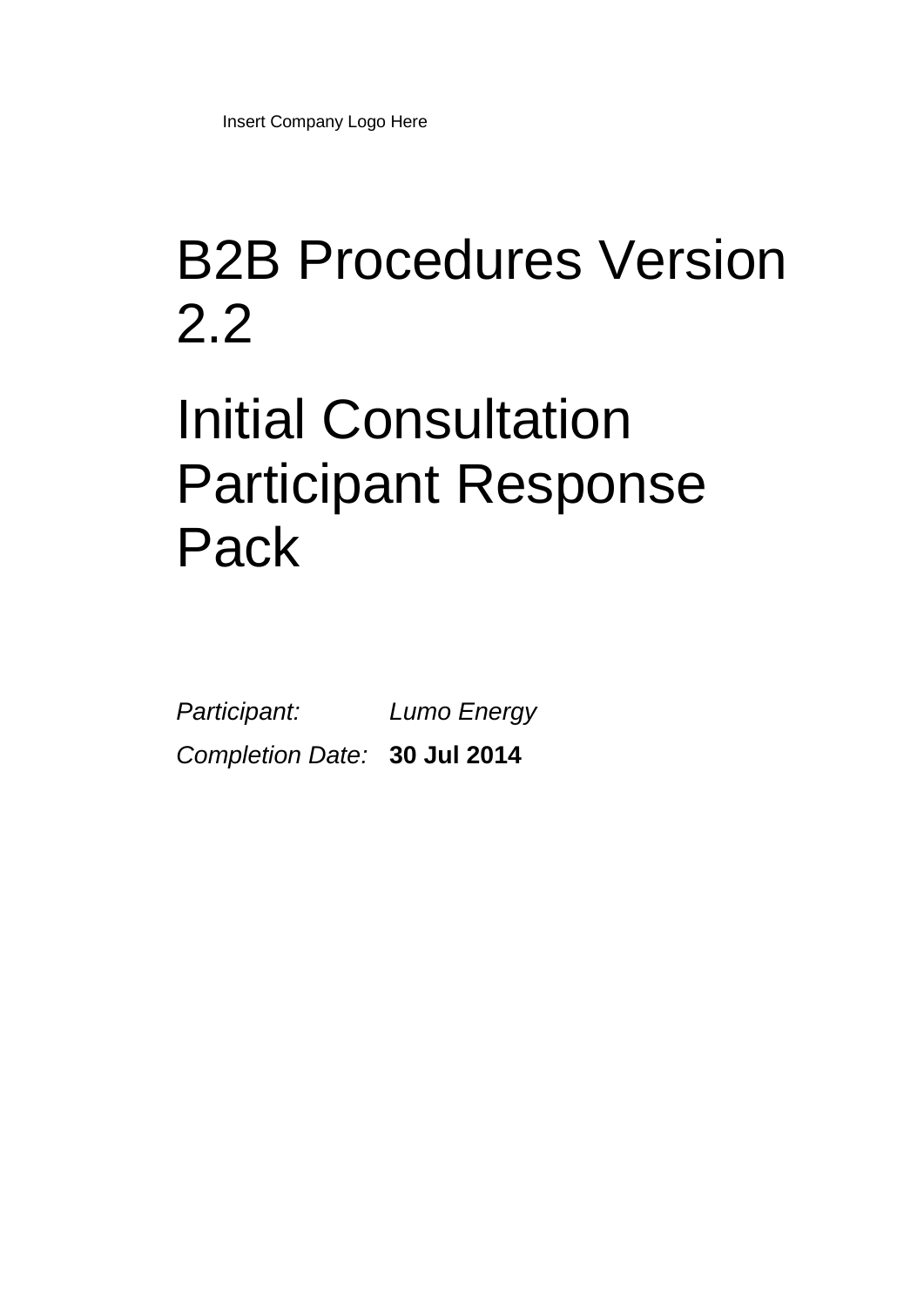Insert Company Logo Here

# B2B Procedures Version 2.2

# Initial Consultation Participant Response Pack

*Participant:* *Lumo Energy*

*Completion Date:* **30 Jul 2014**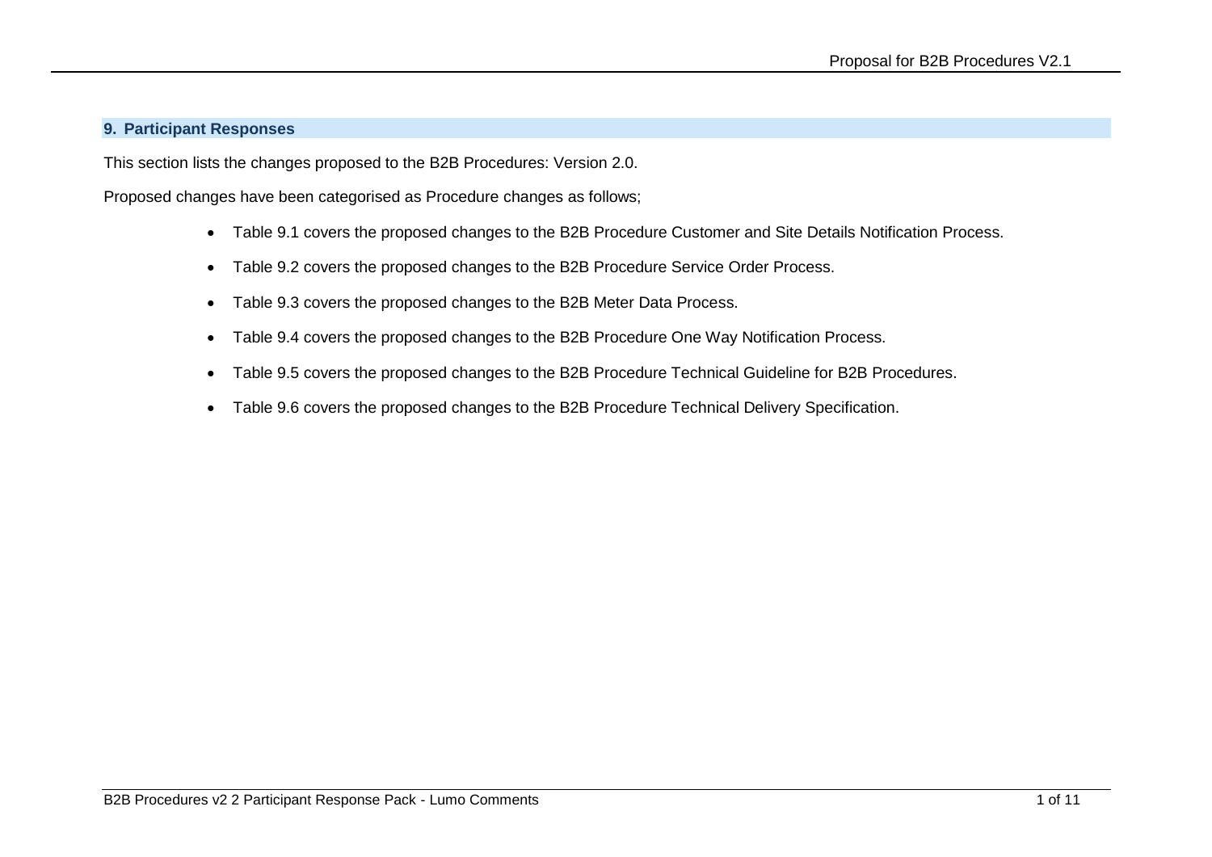## 9. Participant Responses

This section lists the changes proposed to the B2B Procedures: Version 2.0.

Proposed changes have been categorised as Procedure changes as follows;

- Table 9.1 covers the proposed changes to the B2B Procedure Customer and Site Details Notification Process.
- Table 9.2 covers the proposed changes to the B2B Procedure Service Order Process.
- Table 9.3 covers the proposed changes to the B2B Meter Data Process.
- Table 9.4 covers the proposed changes to the B2B Procedure One Way Notification Process.
- Table 9.5 covers the proposed changes to the B2B Procedure Technical Guideline for B2B Procedures.
- Table 9.6 covers the proposed changes to the B2B Procedure Technical Delivery Specification.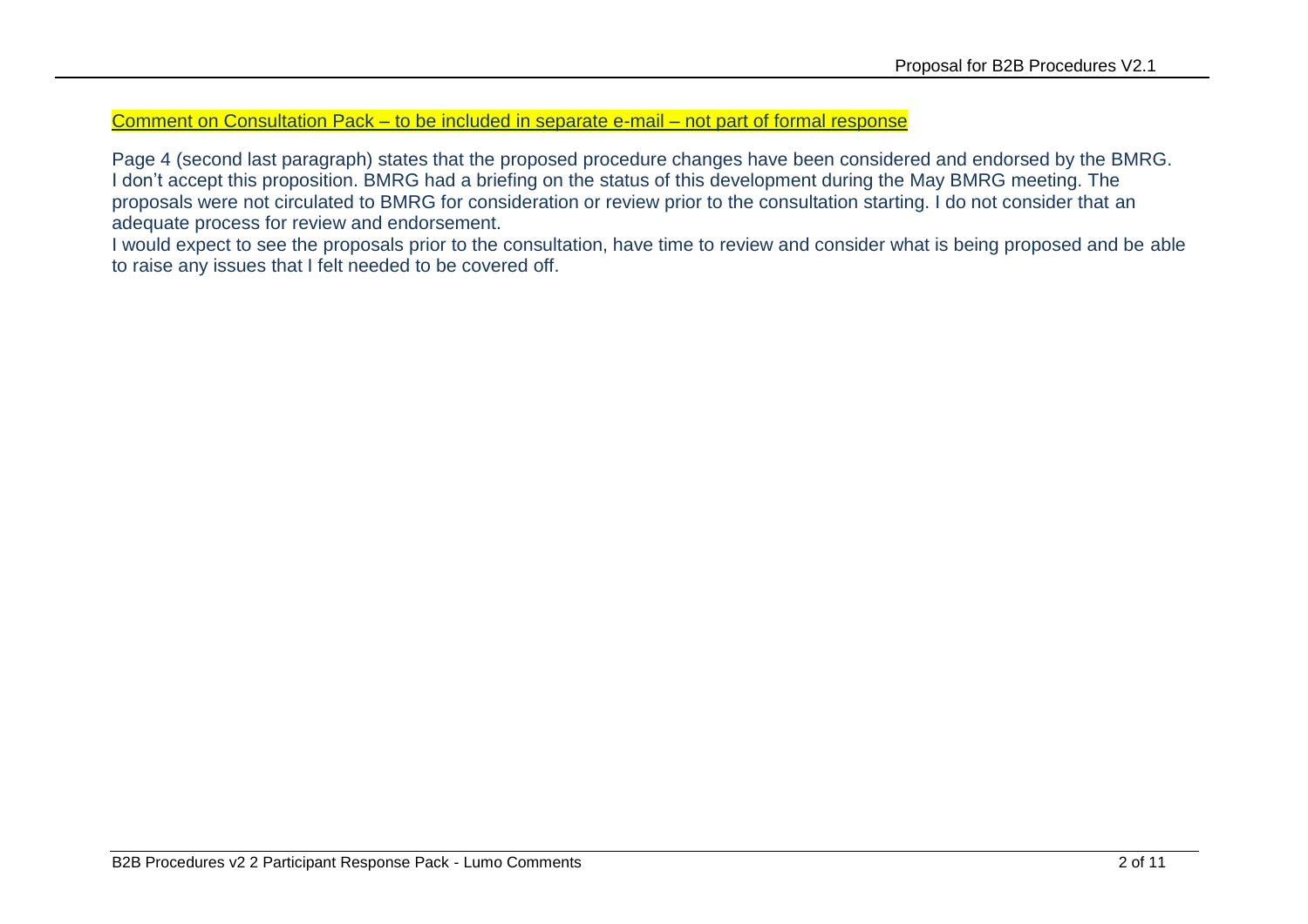Comment on Consultation Pack – to be included in separate e-mail – not part of formal response

Page 4 (second last paragraph) states that the proposed procedure changes have been considered and endorsed by the BMRG. I don't accept this proposition. BMRG had a briefing on the status of this development during the May BMRG meeting. The proposals were not circulated to BMRG for consideration or review prior to the consultation starting. I do not consider that an adequate process for review and endorsement.

I would expect to see the proposals prior to the consultation, have time to review and consider what is being proposed and be able to raise any issues that I felt needed to be covered off.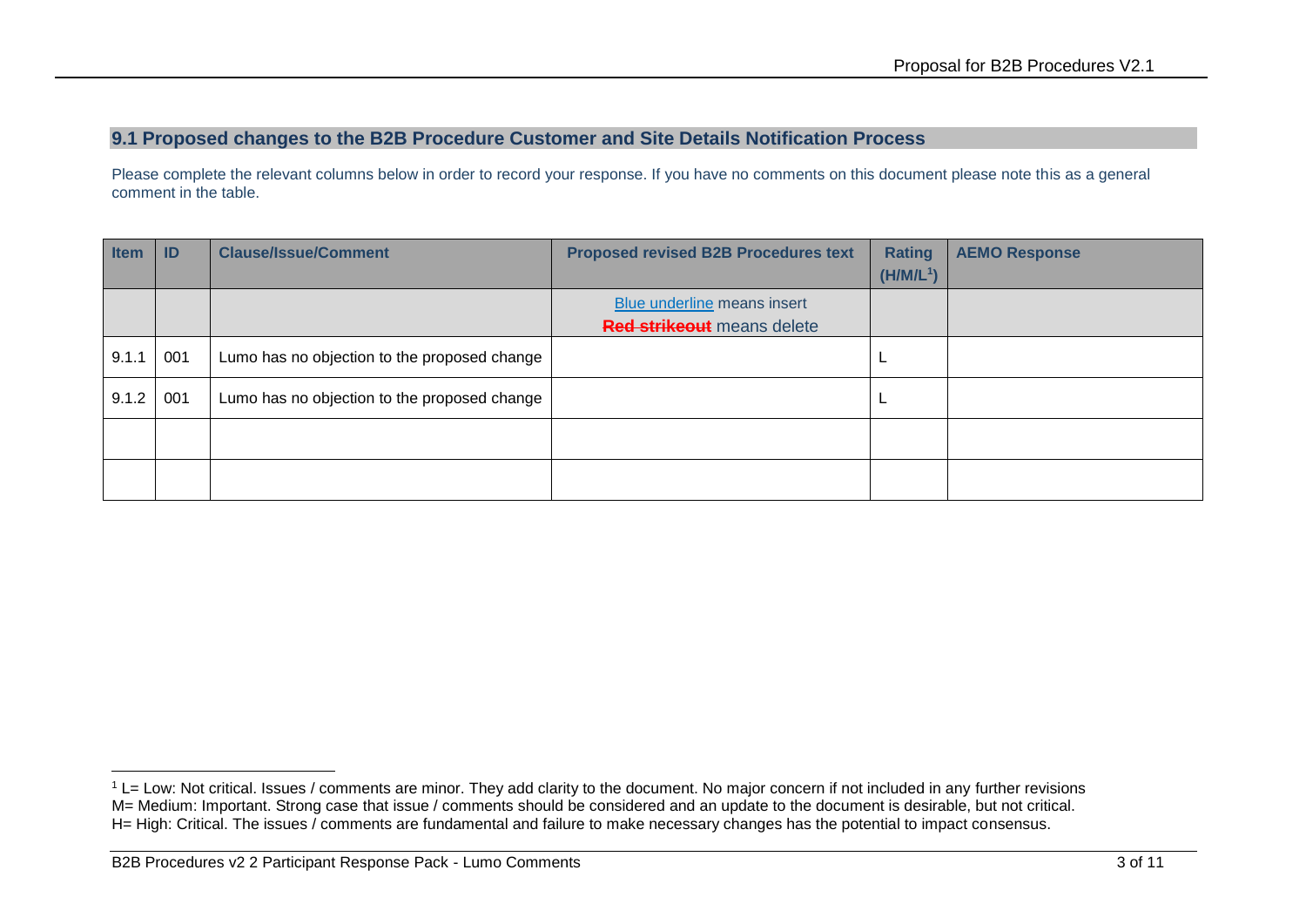## 9.1 Proposed changes to the B2B Procedure Customer and Site Details Notification Process

Please complete the relevant columns below in order to record your response. If you have no comments on this document please note this as a general comment in the table.

| Item | ID | Clause/Issue/Comment | Proposed revised B2B Procedures text | Rating (H/M/L[1]) | AEMO Response |
|---|---|---|---|---|---|
| | | | Blue underline means insert<br>~~Red strikeout~~ means delete | | |
| 9.1.1 | 001 | Lumo has no objection to the proposed change | | L | |
| 9.1.2 | 001 | Lumo has no objection to the proposed change | | L | |
| | | | | | |
| | | | | | |

[1] L= Low: Not critical. Issues / comments are minor. They add clarity to the document. No major concern if not included in any further revisions
M= Medium: Important. Strong case that issue / comments should be considered and an update to the document is desirable, but not critical.
H= High: Critical. The issues / comments are fundamental and failure to make necessary changes has the potential to impact consensus.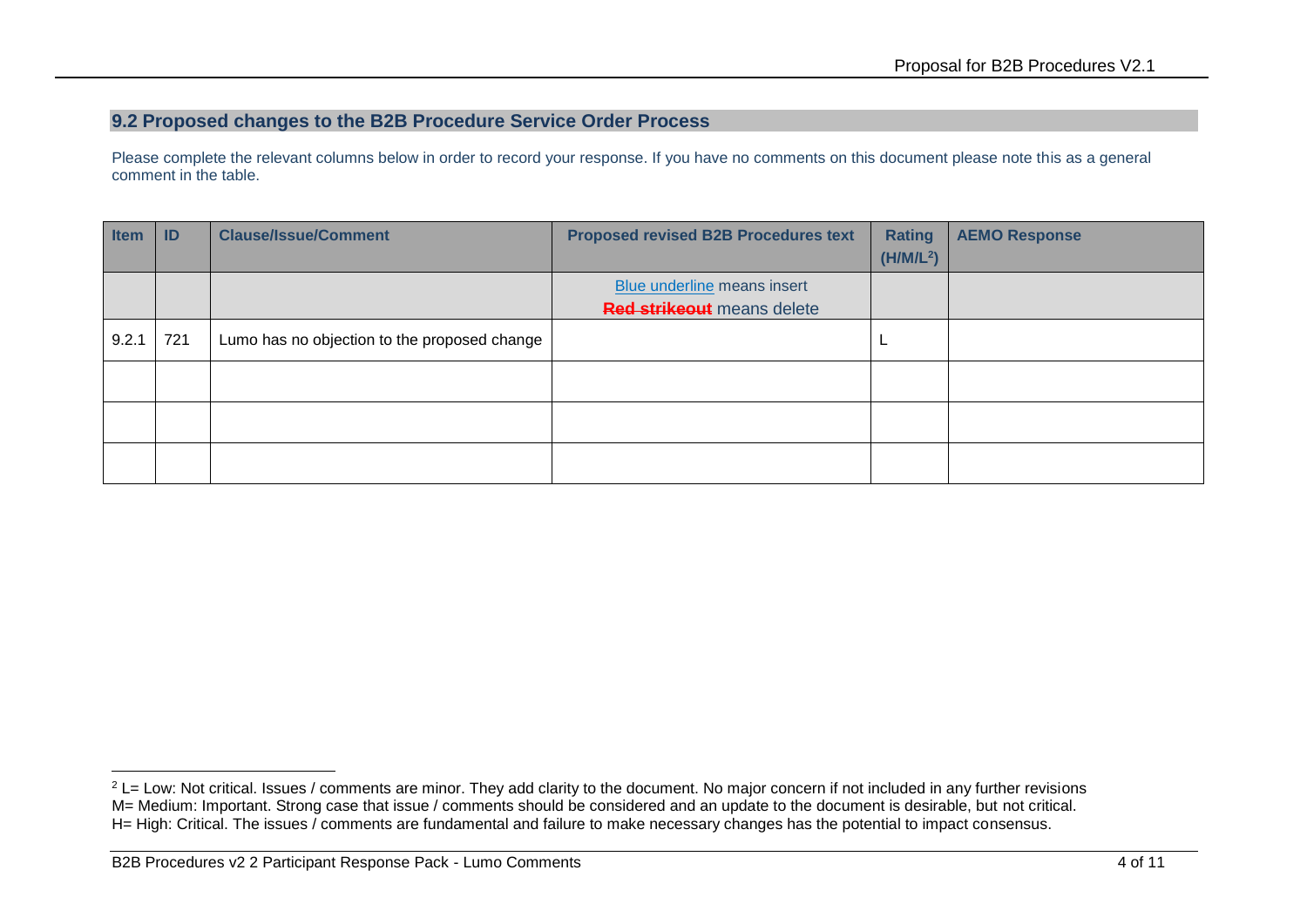## 9.2 Proposed changes to the B2B Procedure Service Order Process

Please complete the relevant columns below in order to record your response. If you have no comments on this document please note this as a general comment in the table.

| Item | ID | Clause/Issue/Comment | Proposed revised B2B Procedures text | Rating (H/M/L[2]) | AEMO Response |
|---|---|---|---|---|---|
| | | | Blue underline means insert<br>~~Red strikeout~~ means delete | | |
| 9.2.1 | 721 | Lumo has no objection to the proposed change | | L | |
| | | | | | |
| | | | | | |
| | | | | | |

[2] L= Low: Not critical. Issues / comments are minor. They add clarity to the document. No major concern if not included in any further revisions
M= Medium: Important. Strong case that issue / comments should be considered and an update to the document is desirable, but not critical.
H= High: Critical. The issues / comments are fundamental and failure to make necessary changes has the potential to impact consensus.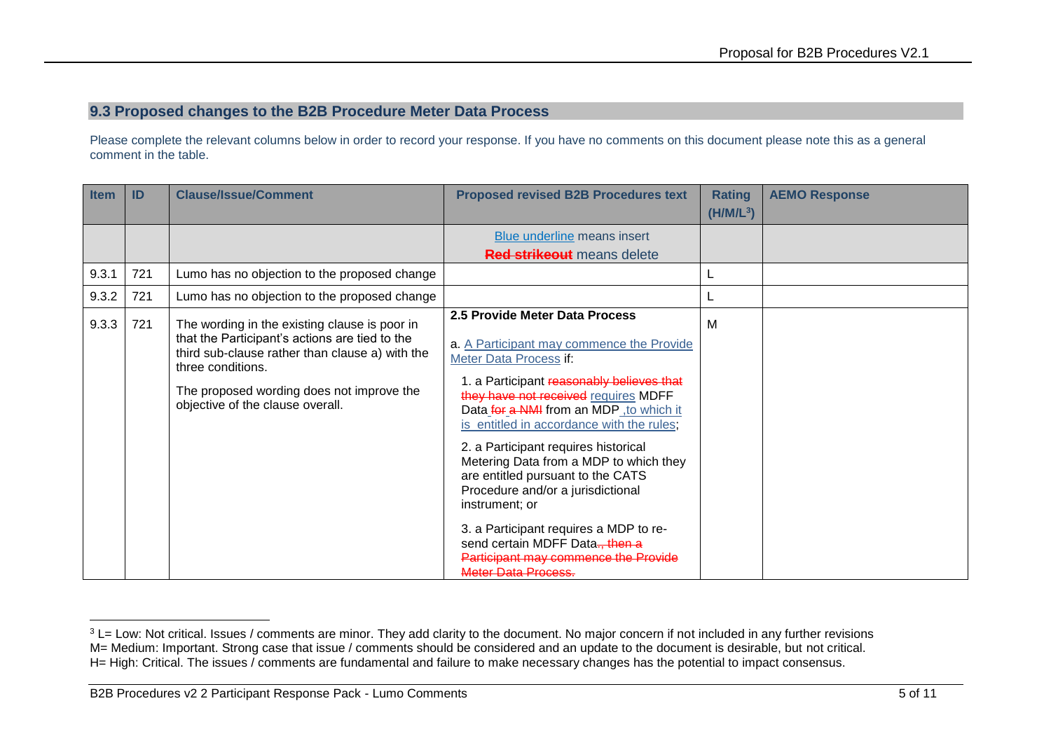## 9.3 Proposed changes to the B2B Procedure Meter Data Process

Please complete the relevant columns below in order to record your response. If you have no comments on this document please note this as a general comment in the table.

| Item | ID | Clause/Issue/Comment | Proposed revised B2B Procedures text | Rating (H/M/L[3]) | AEMO Response |
|---|---|---|---|---|---|
| | | | Blue underline means insert<br>~~Red strikeout~~ means delete | | |
| 9.3.1 | 721 | Lumo has no objection to the proposed change | | L | |
| 9.3.2 | 721 | Lumo has no objection to the proposed change | | L | |
| 9.3.3 | 721 | The wording in the existing clause is poor in that the Participant's actions are tied to the third sub-clause rather than clause a) with the three conditions.<br><br>The proposed wording does not improve the objective of the clause overall. | **2.5 Provide Meter Data Process**<br><br>a. A Participant may commence the Provide Meter Data Process if:<br><br>1. a Participant ~~reasonably believes that they have not received~~ requires MDFF Data ~~for a NMI~~ from an MDP ,to which it is entitled in accordance with the rules;<br><br>2. a Participant requires historical Metering Data from a MDP to which they are entitled pursuant to the CATS Procedure and/or a jurisdictional instrument; or<br><br>3. a Participant requires a MDP to re-send certain MDFF Data~~., then a Participant may commence the Provide Meter Data Process.~~ | M | |

[3] L= Low: Not critical. Issues / comments are minor. They add clarity to the document. No major concern if not included in any further revisions
M= Medium: Important. Strong case that issue / comments should be considered and an update to the document is desirable, but not critical.
H= High: Critical. The issues / comments are fundamental and failure to make necessary changes has the potential to impact consensus.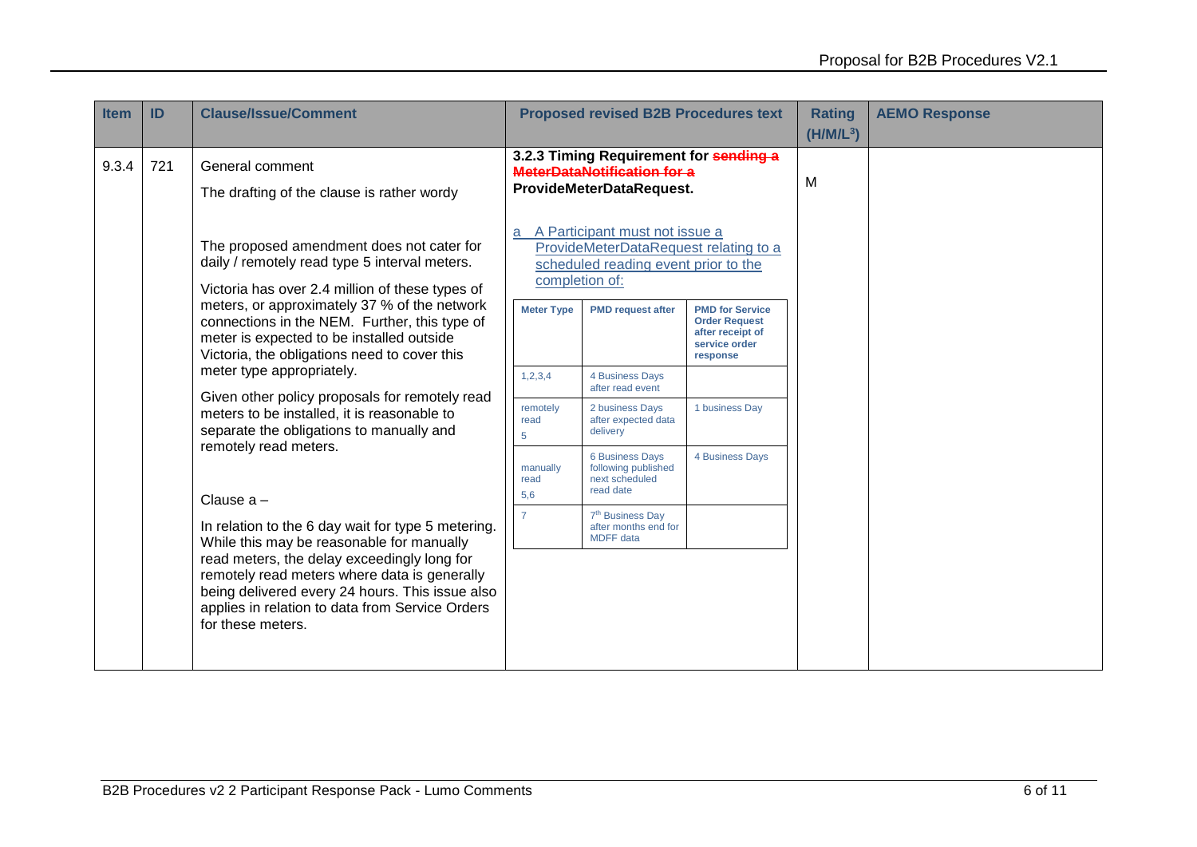| Item | ID | Clause/Issue/Comment | Proposed revised B2B Procedures text | Rating (H/M/L[3]) | AEMO Response |
|---|---|---|---|---|---|
| 9.3.4 | 721 | General comment<br><br>The drafting of the clause is rather wordy<br><br>The proposed amendment does not cater for daily / remotely read type 5 interval meters.<br><br>Victoria has over 2.4 million of these types of meters, or approximately 37 % of the network connections in the NEM. Further, this type of meter is expected to be installed outside Victoria, the obligations need to cover this meter type appropriately.<br><br>Given other policy proposals for remotely read meters to be installed, it is reasonable to separate the obligations to manually and remotely read meters.<br><br>Clause a –<br><br>In relation to the 6 day wait for type 5 metering. While this may be reasonable for manually read meters, the delay exceedingly long for remotely read meters where data is generally being delivered every 24 hours. This issue also applies in relation to data from Service Orders for these meters. | **3.2.3 Timing Requirement for ~~sending a MeterDataNotification for a~~ ProvideMeterDataRequest.**<br><br>a A Participant must not issue a ProvideMeterDataRequest relating to a scheduled reading event prior to the completion of:<br><br>**Meter Type** / **PMD request after** / **PMD for Service Order Request after receipt of service order response**<br>1,2,3,4 / 4 Business Days after read event / <br>remotely read 5 / 2 business Days after expected data delivery / 1 business Day<br>manually read 5,6 / 6 Business Days following published next scheduled read date / 4 Business Days<br>7 / 7th Business Day after months end for MDFF data / | M | |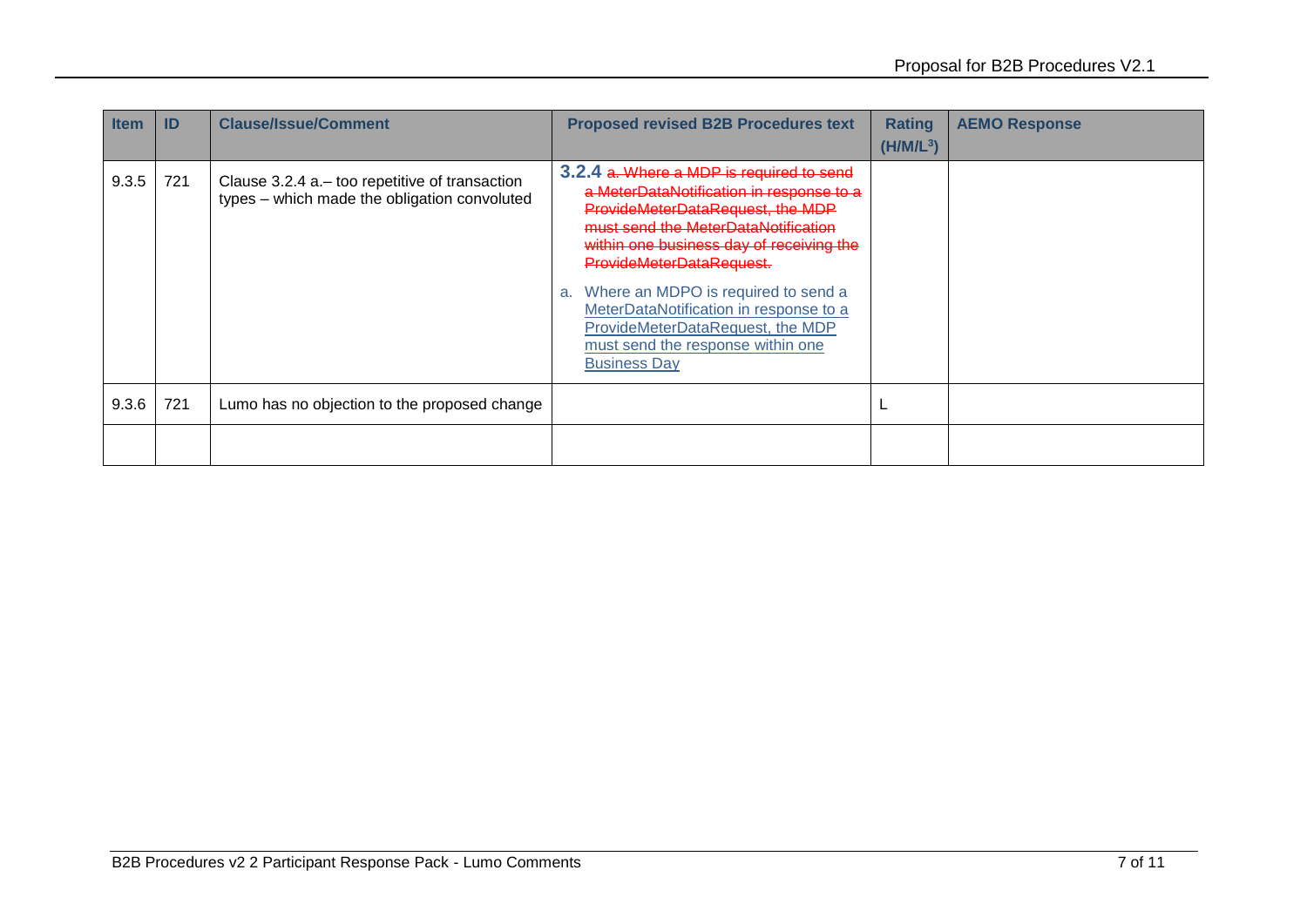| Item | ID | Clause/Issue/Comment | Proposed revised B2B Procedures text | Rating (H/M/L[3]) | AEMO Response |
|---|---|---|---|---|---|
| 9.3.5 | 721 | Clause 3.2.4 a.– too repetitive of transaction types – which made the obligation convoluted | 3.2.4 ~~a. Where a MDP is required to send a MeterDataNotification in response to a ProvideMeterDataRequest, the MDP must send the MeterDataNotification within one business day of receiving the ProvideMeterDataRequest.~~<br><br>a. Where an MDPO is required to send a MeterDataNotification in response to a ProvideMeterDataRequest, the MDP must send the response within one Business Day | | |
| 9.3.6 | 721 | Lumo has no objection to the proposed change | | L | |
| | | | | | |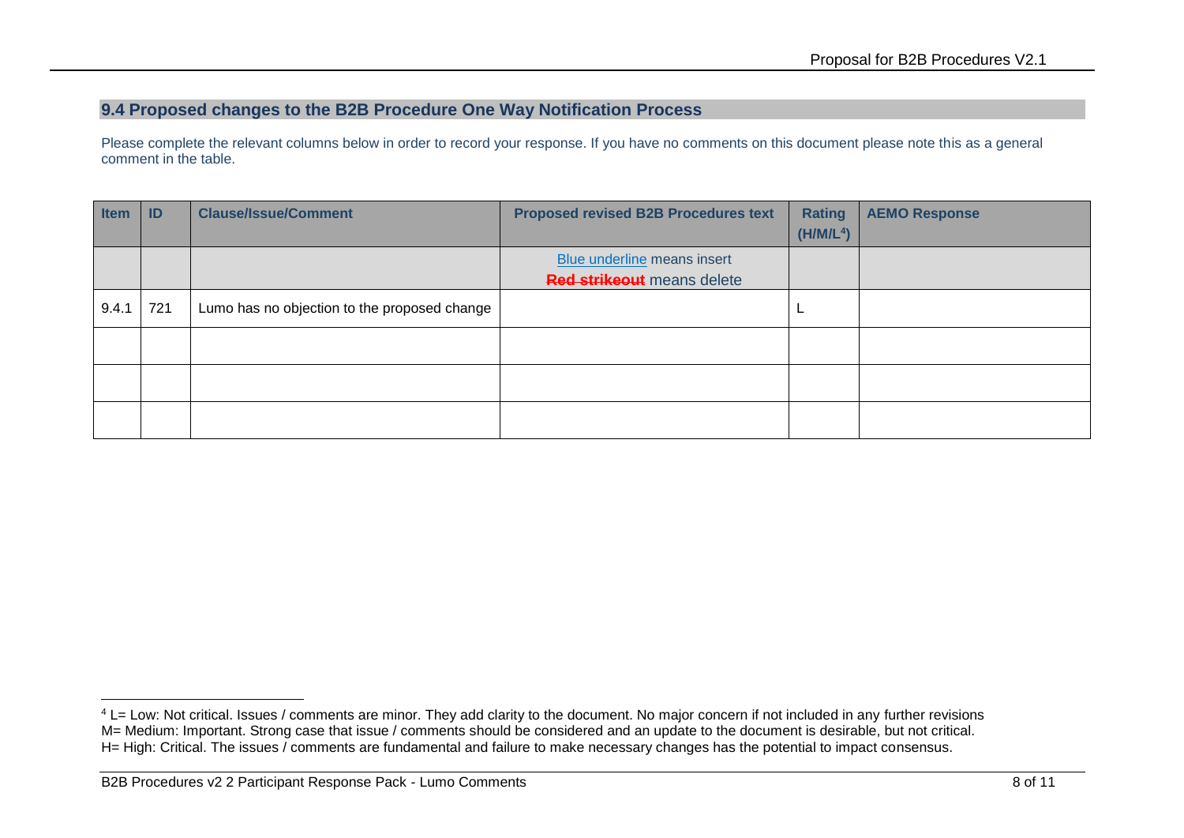## 9.4 Proposed changes to the B2B Procedure One Way Notification Process

Please complete the relevant columns below in order to record your response. If you have no comments on this document please note this as a general comment in the table.

| Item | ID | Clause/Issue/Comment | Proposed revised B2B Procedures text | Rating (H/M/L[4]) | AEMO Response |
|---|---|---|---|---|---|
| | | | Blue underline means insert<br>~~Red strikeout~~ means delete | | |
| 9.4.1 | 721 | Lumo has no objection to the proposed change | | L | |
| | | | | | |
| | | | | | |
| | | | | | |

[4] L= Low: Not critical. Issues / comments are minor. They add clarity to the document. No major concern if not included in any further revisions
M= Medium: Important. Strong case that issue / comments should be considered and an update to the document is desirable, but not critical.
H= High: Critical. The issues / comments are fundamental and failure to make necessary changes has the potential to impact consensus.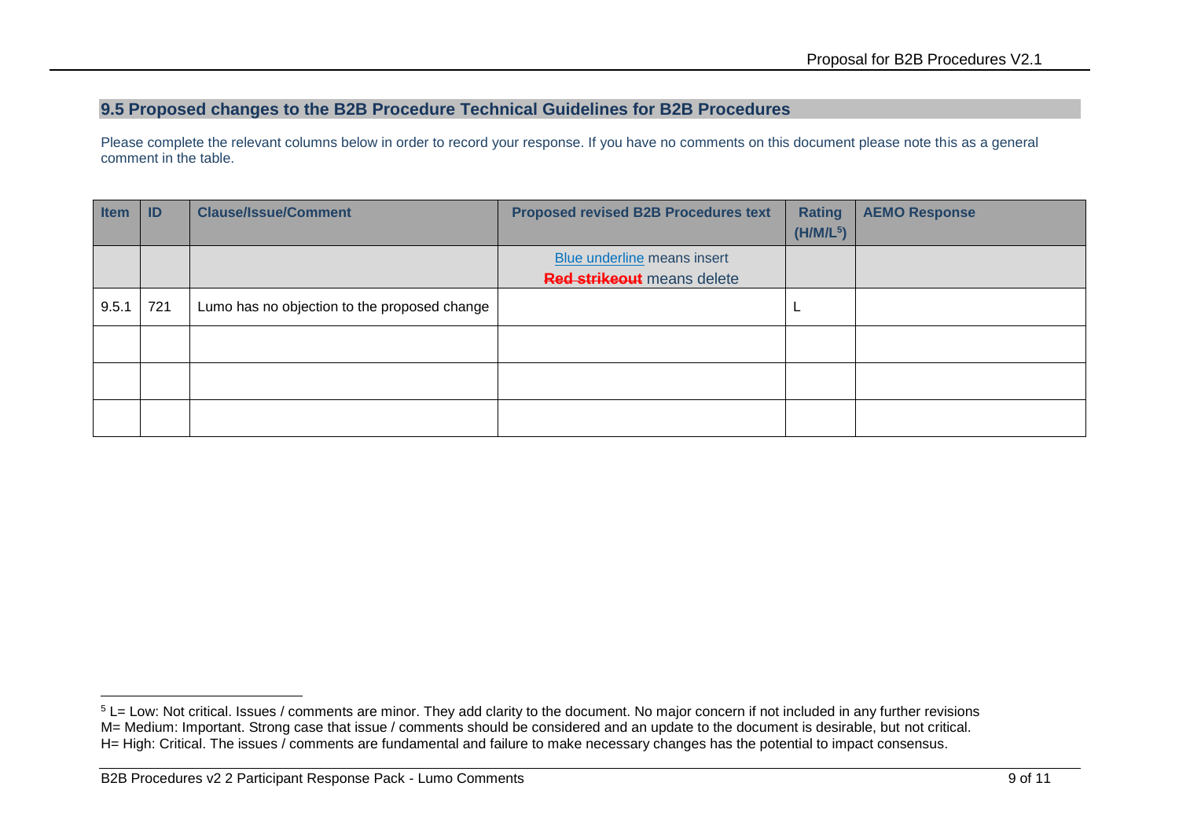## 9.5 Proposed changes to the B2B Procedure Technical Guidelines for B2B Procedures

Please complete the relevant columns below in order to record your response. If you have no comments on this document please note this as a general comment in the table.

| Item | ID | Clause/Issue/Comment | Proposed revised B2B Procedures text | Rating (H/M/L[5]) | AEMO Response |
|---|---|---|---|---|---|
| | | | Blue underline means insert<br>~~Red strikeout~~ means delete | | |
| 9.5.1 | 721 | Lumo has no objection to the proposed change | | L | |
| | | | | | |
| | | | | | |
| | | | | | |

[5] L= Low: Not critical. Issues / comments are minor. They add clarity to the document. No major concern if not included in any further revisions
M= Medium: Important. Strong case that issue / comments should be considered and an update to the document is desirable, but not critical.
H= High: Critical. The issues / comments are fundamental and failure to make necessary changes has the potential to impact consensus.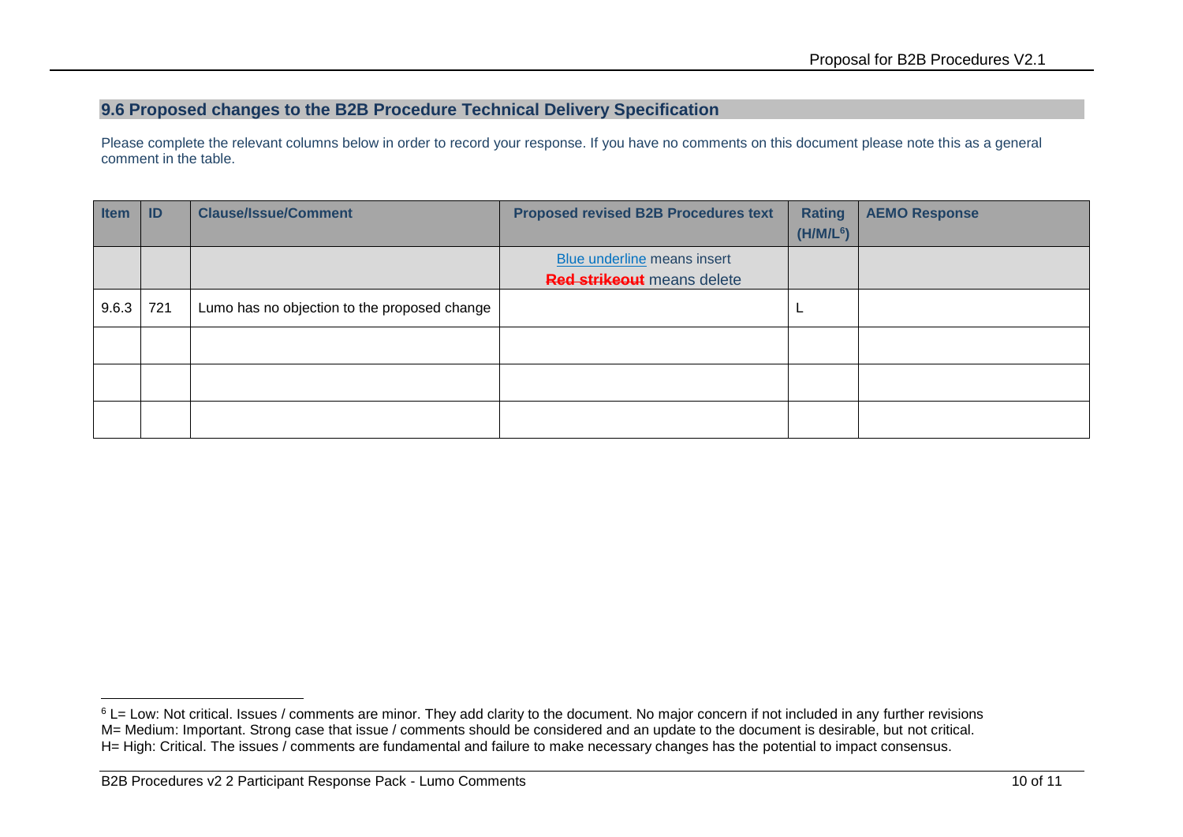## 9.6 Proposed changes to the B2B Procedure Technical Delivery Specification

Please complete the relevant columns below in order to record your response. If you have no comments on this document please note this as a general comment in the table.

| Item | ID | Clause/Issue/Comment | Proposed revised B2B Procedures text | Rating (H/M/L[6]) | AEMO Response |
|---|---|---|---|---|---|
| | | | Blue underline means insert<br>~~Red strikeout~~ means delete | | |
| 9.6.3 | 721 | Lumo has no objection to the proposed change | | L | |
| | | | | | |
| | | | | | |
| | | | | | |

[6] L= Low: Not critical. Issues / comments are minor. They add clarity to the document. No major concern if not included in any further revisions
M= Medium: Important. Strong case that issue / comments should be considered and an update to the document is desirable, but not critical.
H= High: Critical. The issues / comments are fundamental and failure to make necessary changes has the potential to impact consensus.